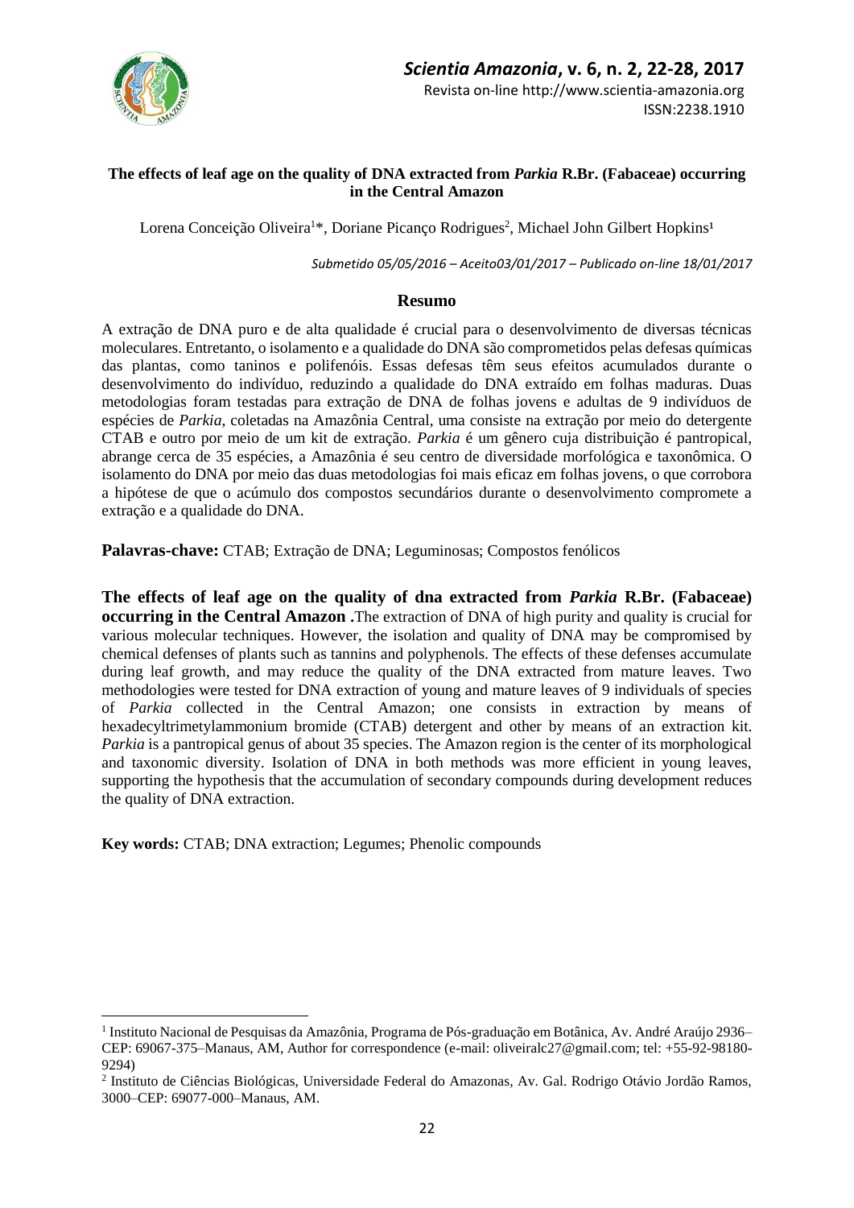# The effects of leaf age on the quality of DNA extracted from *Parkia* R.Br. (Fabaceae) occurring in the Central Amazon

Lorena Conceição Oliveira[1]*, Doriane Picanço Rodrigues[2], Michael John Gilbert Hopkins[1]

*Submetido 05/05/2016 – Aceito03/01/2017 – Publicado on-line 18/01/2017*

## Resumo

A extração de DNA puro e de alta qualidade é crucial para o desenvolvimento de diversas técnicas moleculares. Entretanto, o isolamento e a qualidade do DNA são comprometidos pelas defesas químicas das plantas, como taninos e polifenóis. Essas defesas têm seus efeitos acumulados durante o desenvolvimento do indivíduo, reduzindo a qualidade do DNA extraído em folhas maduras. Duas metodologias foram testadas para extração de DNA de folhas jovens e adultas de 9 indivíduos de espécies de *Parkia*, coletadas na Amazônia Central, uma consiste na extração por meio do detergente CTAB e outro por meio de um kit de extração. *Parkia* é um gênero cuja distribuição é pantropical, abrange cerca de 35 espécies, a Amazônia é seu centro de diversidade morfológica e taxonômica. O isolamento do DNA por meio das duas metodologias foi mais eficaz em folhas jovens, o que corrobora a hipótese de que o acúmulo dos compostos secundários durante o desenvolvimento compromete a extração e a qualidade do DNA.

**Palavras-chave:** CTAB; Extração de DNA; Leguminosas; Compostos fenólicos

**The effects of leaf age on the quality of dna extracted from *Parkia* R.Br. (Fabaceae) occurring in the Central Amazon .**The extraction of DNA of high purity and quality is crucial for various molecular techniques. However, the isolation and quality of DNA may be compromised by chemical defenses of plants such as tannins and polyphenols. The effects of these defenses accumulate during leaf growth, and may reduce the quality of the DNA extracted from mature leaves. Two methodologies were tested for DNA extraction of young and mature leaves of 9 individuals of species of *Parkia* collected in the Central Amazon; one consists in extraction by means of hexadecyltrimetylammonium bromide (CTAB) detergent and other by means of an extraction kit. *Parkia* is a pantropical genus of about 35 species. The Amazon region is the center of its morphological and taxonomic diversity. Isolation of DNA in both methods was more efficient in young leaves, supporting the hypothesis that the accumulation of secondary compounds during development reduces the quality of DNA extraction.

**Key words:** CTAB; DNA extraction; Legumes; Phenolic compounds

---

[1] Instituto Nacional de Pesquisas da Amazônia, Programa de Pós-graduação em Botânica, Av. André Araújo 2936– CEP: 69067-375–Manaus, AM, Author for correspondence (e-mail: oliveiralc27@gmail.com; tel: +55-92-98180-9294)

[2] Instituto de Ciências Biológicas, Universidade Federal do Amazonas, Av. Gal. Rodrigo Otávio Jordão Ramos, 3000–CEP: 69077-000–Manaus, AM.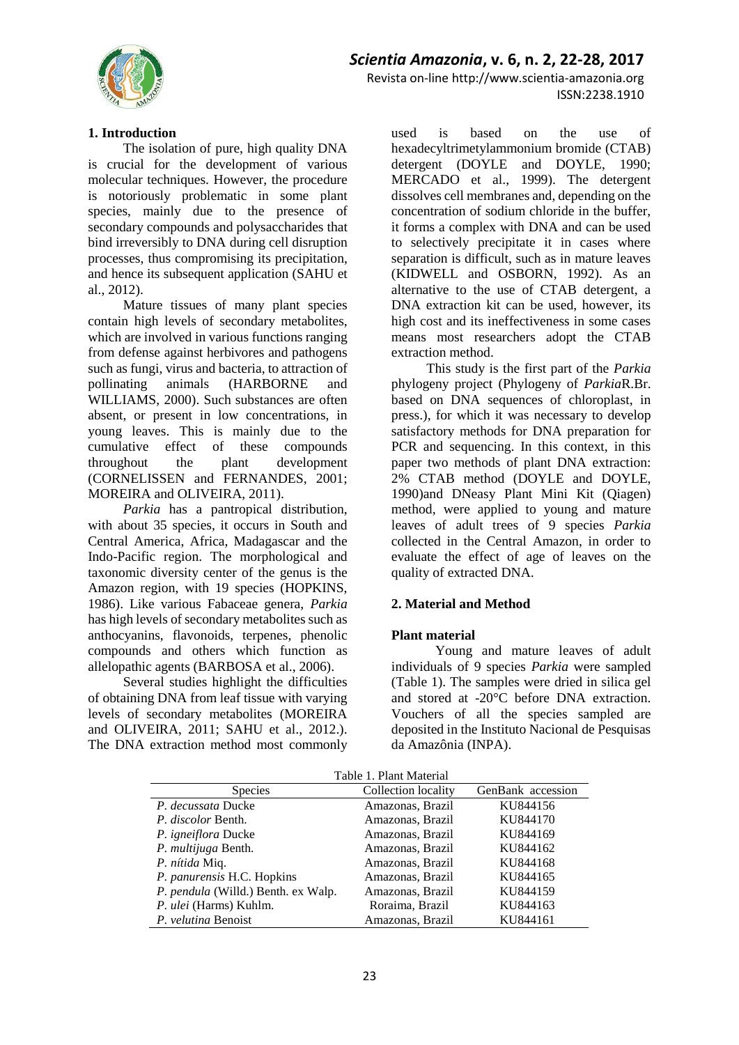## 1. Introduction

The isolation of pure, high quality DNA is crucial for the development of various molecular techniques. However, the procedure is notoriously problematic in some plant species, mainly due to the presence of secondary compounds and polysaccharides that bind irreversibly to DNA during cell disruption processes, thus compromising its precipitation, and hence its subsequent application (SAHU et al., 2012).

Mature tissues of many plant species contain high levels of secondary metabolites, which are involved in various functions ranging from defense against herbivores and pathogens such as fungi, virus and bacteria, to attraction of pollinating animals (HARBORNE and WILLIAMS, 2000). Such substances are often absent, or present in low concentrations, in young leaves. This is mainly due to the cumulative effect of these compounds throughout the plant development (CORNELISSEN and FERNANDES, 2001; MOREIRA and OLIVEIRA, 2011).

*Parkia* has a pantropical distribution, with about 35 species, it occurs in South and Central America, Africa, Madagascar and the Indo-Pacific region. The morphological and taxonomic diversity center of the genus is the Amazon region, with 19 species (HOPKINS, 1986). Like various Fabaceae genera, *Parkia* has high levels of secondary metabolites such as anthocyanins, flavonoids, terpenes, phenolic compounds and others which function as allelopathic agents (BARBOSA et al., 2006).

Several studies highlight the difficulties of obtaining DNA from leaf tissue with varying levels of secondary metabolites (MOREIRA and OLIVEIRA, 2011; SAHU et al., 2012.). The DNA extraction method most commonly used is based on the use of hexadecyltrimetylammonium bromide (CTAB) detergent (DOYLE and DOYLE, 1990; MERCADO et al., 1999). The detergent dissolves cell membranes and, depending on the concentration of sodium chloride in the buffer, it forms a complex with DNA and can be used to selectively precipitate it in cases where separation is difficult, such as in mature leaves (KIDWELL and OSBORN, 1992). As an alternative to the use of CTAB detergent, a DNA extraction kit can be used, however, its high cost and its ineffectiveness in some cases means most researchers adopt the CTAB extraction method.

This study is the first part of the *Parkia* phylogeny project (Phylogeny of *Parkia*R.Br. based on DNA sequences of chloroplast, in press.), for which it was necessary to develop satisfactory methods for DNA preparation for PCR and sequencing. In this context, in this paper two methods of plant DNA extraction: 2% CTAB method (DOYLE and DOYLE, 1990)and DNeasy Plant Mini Kit (Qiagen) method, were applied to young and mature leaves of adult trees of 9 species *Parkia* collected in the Central Amazon, in order to evaluate the effect of age of leaves on the quality of extracted DNA.

## 2. Material and Method

### Plant material

Young and mature leaves of adult individuals of 9 species *Parkia* were sampled (Table 1). The samples were dried in silica gel and stored at -20°C before DNA extraction. Vouchers of all the species sampled are deposited in the Instituto Nacional de Pesquisas da Amazônia (INPA).

Table 1. Plant Material

| Species | Collection locality | GenBank accession |
|---|---|---|
| *P. decussata* Ducke | Amazonas, Brazil | KU844156 |
| *P. discolor* Benth. | Amazonas, Brazil | KU844170 |
| *P. igneiflora* Ducke | Amazonas, Brazil | KU844169 |
| *P. multijuga* Benth. | Amazonas, Brazil | KU844162 |
| *P. nítida* Miq. | Amazonas, Brazil | KU844168 |
| *P. panurensis* H.C. Hopkins | Amazonas, Brazil | KU844165 |
| *P. pendula* (Willd.) Benth. ex Walp. | Amazonas, Brazil | KU844159 |
| *P. ulei* (Harms) Kuhlm. | Roraima, Brazil | KU844163 |
| *P. velutina* Benoist | Amazonas, Brazil | KU844161 |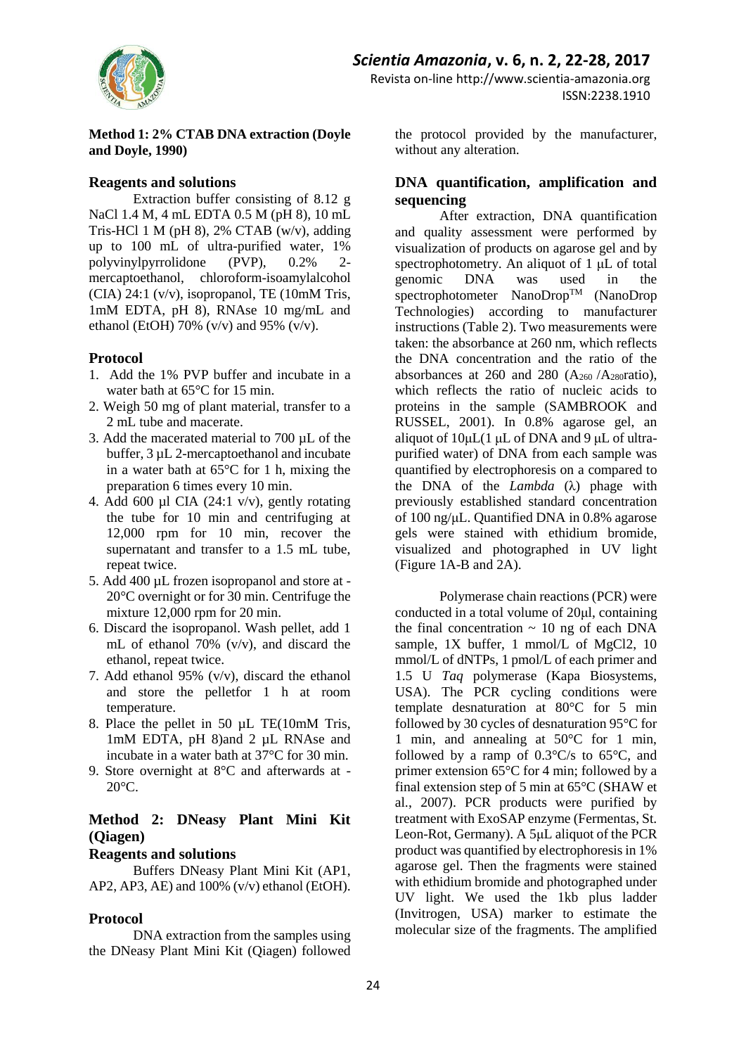**Method 1: 2% CTAB DNA extraction (Doyle and Doyle, 1990)**

### Reagents and solutions

Extraction buffer consisting of 8.12 g NaCl 1.4 M, 4 mL EDTA 0.5 M (pH 8), 10 mL Tris-HCl 1 M (pH 8), 2% CTAB (w/v), adding up to 100 mL of ultra-purified water, 1% polyvinylpyrrolidone (PVP), 0.2% 2-mercaptoethanol, chloroform-isoamylalcohol (CIA) 24:1 (v/v), isopropanol, TE (10mM Tris, 1mM EDTA, pH 8), RNAse 10 mg/mL and ethanol (EtOH) 70% (v/v) and 95% (v/v).

### Protocol

1. Add the 1% PVP buffer and incubate in a water bath at 65°C for 15 min.
2. Weigh 50 mg of plant material, transfer to a 2 mL tube and macerate.
3. Add the macerated material to 700 µL of the buffer, 3 µL 2-mercaptoethanol and incubate in a water bath at 65°C for 1 h, mixing the preparation 6 times every 10 min.
4. Add 600 µl CIA (24:1 v/v), gently rotating the tube for 10 min and centrifuging at 12,000 rpm for 10 min, recover the supernatant and transfer to a 1.5 mL tube, repeat twice.
5. Add 400 µL frozen isopropanol and store at -20°C overnight or for 30 min. Centrifuge the mixture 12,000 rpm for 20 min.
6. Discard the isopropanol. Wash pellet, add 1 mL of ethanol 70% (v/v), and discard the ethanol, repeat twice.
7. Add ethanol 95% (v/v), discard the ethanol and store the pelletfor 1 h at room temperature.
8. Place the pellet in 50 µL TE(10mM Tris, 1mM EDTA, pH 8)and 2 µL RNAse and incubate in a water bath at 37°C for 30 min.
9. Store overnight at 8°C and afterwards at -20°C.

**Method 2: DNeasy Plant Mini Kit (Qiagen)**

### Reagents and solutions

Buffers DNeasy Plant Mini Kit (AP1, AP2, AP3, AE) and 100% (v/v) ethanol (EtOH).

### Protocol

DNA extraction from the samples using the DNeasy Plant Mini Kit (Qiagen) followed the protocol provided by the manufacturer, without any alteration.

### DNA quantification, amplification and sequencing

After extraction, DNA quantification and quality assessment were performed by visualization of products on agarose gel and by spectrophotometry. An aliquot of 1 µL of total genomic DNA was used in the spectrophotometer NanoDrop™ (NanoDrop Technologies) according to manufacturer instructions (Table 2). Two measurements were taken: the absorbance at 260 nm, which reflects the DNA concentration and the ratio of the absorbances at 260 and 280 ($A_{260}$ /$A_{280}$ratio), which reflects the ratio of nucleic acids to proteins in the sample (SAMBROOK and RUSSEL, 2001). In 0.8% agarose gel, an aliquot of 10µL(1 µL of DNA and 9 µL of ultra-purified water) of DNA from each sample was quantified by electrophoresis on a compared to the DNA of the *Lambda* (λ) phage with previously established standard concentration of 100 ng/µL. Quantified DNA in 0.8% agarose gels were stained with ethidium bromide, visualized and photographed in UV light (Figure 1A-B and 2A).

Polymerase chain reactions (PCR) were conducted in a total volume of 20µl, containing the final concentration ~ 10 ng of each DNA sample, 1X buffer, 1 mmol/L of MgCl2, 10 mmol/L of dNTPs, 1 pmol/L of each primer and 1.5 U *Taq* polymerase (Kapa Biosystems, USA). The PCR cycling conditions were template desnaturation at 80°C for 5 min followed by 30 cycles of desnaturation 95°C for 1 min, and annealing at 50°C for 1 min, followed by a ramp of 0.3°C/s to 65°C, and primer extension 65°C for 4 min; followed by a final extension step of 5 min at 65°C (SHAW et al., 2007). PCR products were purified by treatment with ExoSAP enzyme (Fermentas, St. Leon-Rot, Germany). A 5µL aliquot of the PCR product was quantified by electrophoresis in 1% agarose gel. Then the fragments were stained with ethidium bromide and photographed under UV light. We used the 1kb plus ladder (Invitrogen, USA) marker to estimate the molecular size of the fragments. The amplified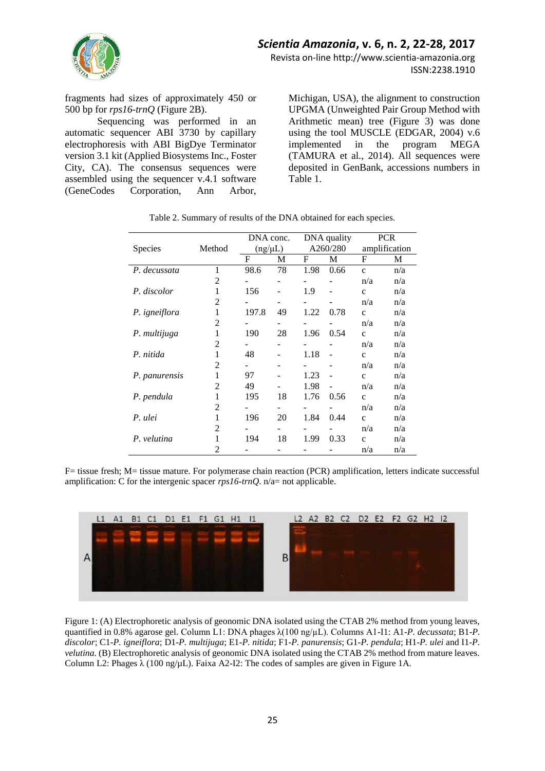fragments had sizes of approximately 450 or 500 bp for *rps16-trnQ* (Figure 2B).

Sequencing was performed in an automatic sequencer ABI 3730 by capillary electrophoresis with ABI BigDye Terminator version 3.1 kit (Applied Biosystems Inc., Foster City, CA). The consensus sequences were assembled using the sequencer v.4.1 software (GeneCodes Corporation, Ann Arbor, Michigan, USA), the alignment to construction UPGMA (Unweighted Pair Group Method with Arithmetic mean) tree (Figure 3) was done using the tool MUSCLE (EDGAR, 2004) v.6 implemented in the program MEGA (TAMURA et al., 2014). All sequences were deposited in GenBank, accessions numbers in Table 1.

Table 2. Summary of results of the DNA obtained for each species.

| Species | Method | DNA conc. (ng/μL) | | DNA quality A260/280 | | PCR amplification | |
|---|---|---|---|---|---|---|---|
| | | F | M | F | M | F | M |
| *P. decussata* | 1 | 98.6 | 78 | 1.98 | 0.66 | c | n/a |
| | 2 | - | - | - | - | n/a | n/a |
| *P. discolor* | 1 | 156 | - | 1.9 | - | c | n/a |
| | 2 | - | - | - | - | n/a | n/a |
| *P. igneiflora* | 1 | 197.8 | 49 | 1.22 | 0.78 | c | n/a |
| | 2 | - | - | - | - | n/a | n/a |
| *P. multijuga* | 1 | 190 | 28 | 1.96 | 0.54 | c | n/a |
| | 2 | - | - | - | - | n/a | n/a |
| *P. nitida* | 1 | 48 | - | 1.18 | - | c | n/a |
| | 2 | - | - | - | - | n/a | n/a |
| *P. panurensis* | 1 | 97 | - | 1.23 | - | c | n/a |
| | 2 | 49 | - | 1.98 | - | n/a | n/a |
| *P. pendula* | 1 | 195 | 18 | 1.76 | 0.56 | c | n/a |
| | 2 | - | - | - | - | n/a | n/a |
| *P. ulei* | 1 | 196 | 20 | 1.84 | 0.44 | c | n/a |
| | 2 | - | - | - | - | n/a | n/a |
| *P. velutina* | 1 | 194 | 18 | 1.99 | 0.33 | c | n/a |
| | 2 | - | - | - | - | n/a | n/a |

F= tissue fresh; M= tissue mature. For polymerase chain reaction (PCR) amplification, letters indicate successful amplification: C for the intergenic spacer *rps16-trnQ*. n/a= not applicable.

Figure 1: (A) Electrophoretic analysis of geonomic DNA isolated using the CTAB 2% method from young leaves, quantified in 0.8% agarose gel. Column L1: DNA phages λ(100 ng/μL). Columns A1-I1: A1-*P. decussata*; B1-*P. discolor*; C1-*P. igneiflora*; D1-*P. multijuga*; E1-*P. nitida*; F1-*P. panurensis*; G1-*P. pendula*; H1-*P. ulei* and I1-*P. velutina*. (B) Electrophoretic analysis of geonomic DNA isolated using the CTAB 2% method from mature leaves. Column L2: Phages λ (100 ng/μL). Faixa A2-I2: The codes of samples are given in Figure 1A.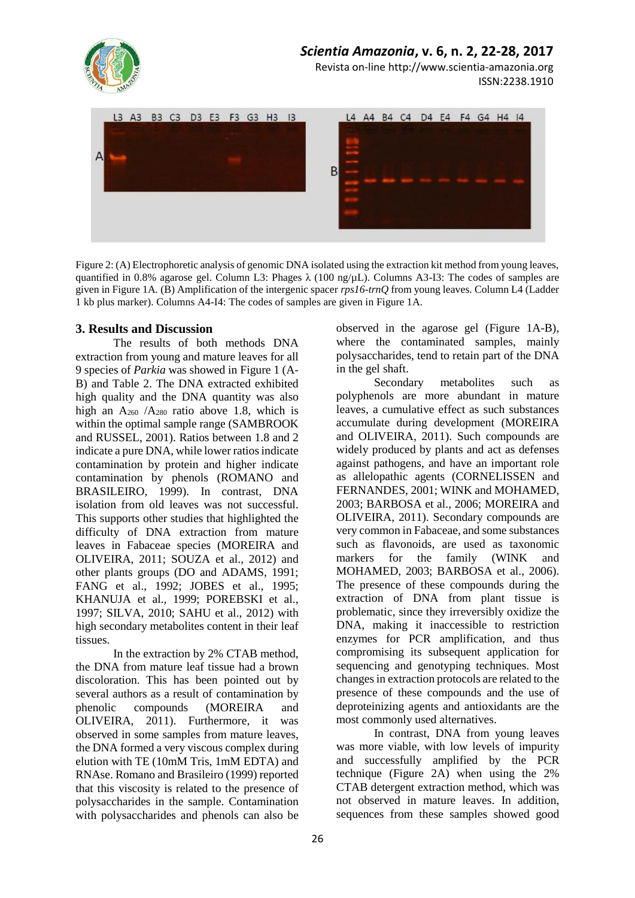Figure 2: (A) Electrophoretic analysis of genomic DNA isolated using the extraction kit method from young leaves, quantified in 0.8% agarose gel. Column L3: Phages λ (100 ng/µL). Columns A3-I3: The codes of samples are given in Figure 1A. (B) Amplification of the intergenic spacer *rps16-trnQ* from young leaves. Column L4 (Ladder 1 kb plus marker). Columns A4-I4: The codes of samples are given in Figure 1A.

## 3. Results and Discussion

The results of both methods DNA extraction from young and mature leaves for all 9 species of *Parkia* was showed in Figure 1 (A-B) and Table 2. The DNA extracted exhibited high quality and the DNA quantity was also high an $A_{260}$ /$A_{280}$ ratio above 1.8, which is within the optimal sample range (SAMBROOK and RUSSEL, 2001). Ratios between 1.8 and 2 indicate a pure DNA, while lower ratios indicate contamination by protein and higher indicate contamination by phenols (ROMANO and BRASILEIRO, 1999). In contrast, DNA isolation from old leaves was not successful. This supports other studies that highlighted the difficulty of DNA extraction from mature leaves in Fabaceae species (MOREIRA and OLIVEIRA, 2011; SOUZA et al., 2012) and other plants groups (DO and ADAMS, 1991; FANG et al., 1992; JOBES et al., 1995; KHANUJA et al., 1999; POREBSKI et al., 1997; SILVA, 2010; SAHU et al., 2012) with high secondary metabolites content in their leaf tissues.

In the extraction by 2% CTAB method, the DNA from mature leaf tissue had a brown discoloration. This has been pointed out by several authors as a result of contamination by phenolic compounds (MOREIRA and OLIVEIRA, 2011). Furthermore, it was observed in some samples from mature leaves, the DNA formed a very viscous complex during elution with TE (10mM Tris, 1mM EDTA) and RNAse. Romano and Brasileiro (1999) reported that this viscosity is related to the presence of polysaccharides in the sample. Contamination with polysaccharides and phenols can also be observed in the agarose gel (Figure 1A-B), where the contaminated samples, mainly polysaccharides, tend to retain part of the DNA in the gel shaft.

Secondary metabolites such as polyphenols are more abundant in mature leaves, a cumulative effect as such substances accumulate during development (MOREIRA and OLIVEIRA, 2011). Such compounds are widely produced by plants and act as defenses against pathogens, and have an important role as allelopathic agents (CORNELISSEN and FERNANDES, 2001; WINK and MOHAMED, 2003; BARBOSA et al., 2006; MOREIRA and OLIVEIRA, 2011). Secondary compounds are very common in Fabaceae, and some substances such as flavonoids, are used as taxonomic markers for the family (WINK and MOHAMED, 2003; BARBOSA et al., 2006). The presence of these compounds during the extraction of DNA from plant tissue is problematic, since they irreversibly oxidize the DNA, making it inaccessible to restriction enzymes for PCR amplification, and thus compromising its subsequent application for sequencing and genotyping techniques. Most changes in extraction protocols are related to the presence of these compounds and the use of deproteinizing agents and antioxidants are the most commonly used alternatives.

In contrast, DNA from young leaves was more viable, with low levels of impurity and successfully amplified by the PCR technique (Figure 2A) when using the 2% CTAB detergent extraction method, which was not observed in mature leaves. In addition, sequences from these samples showed good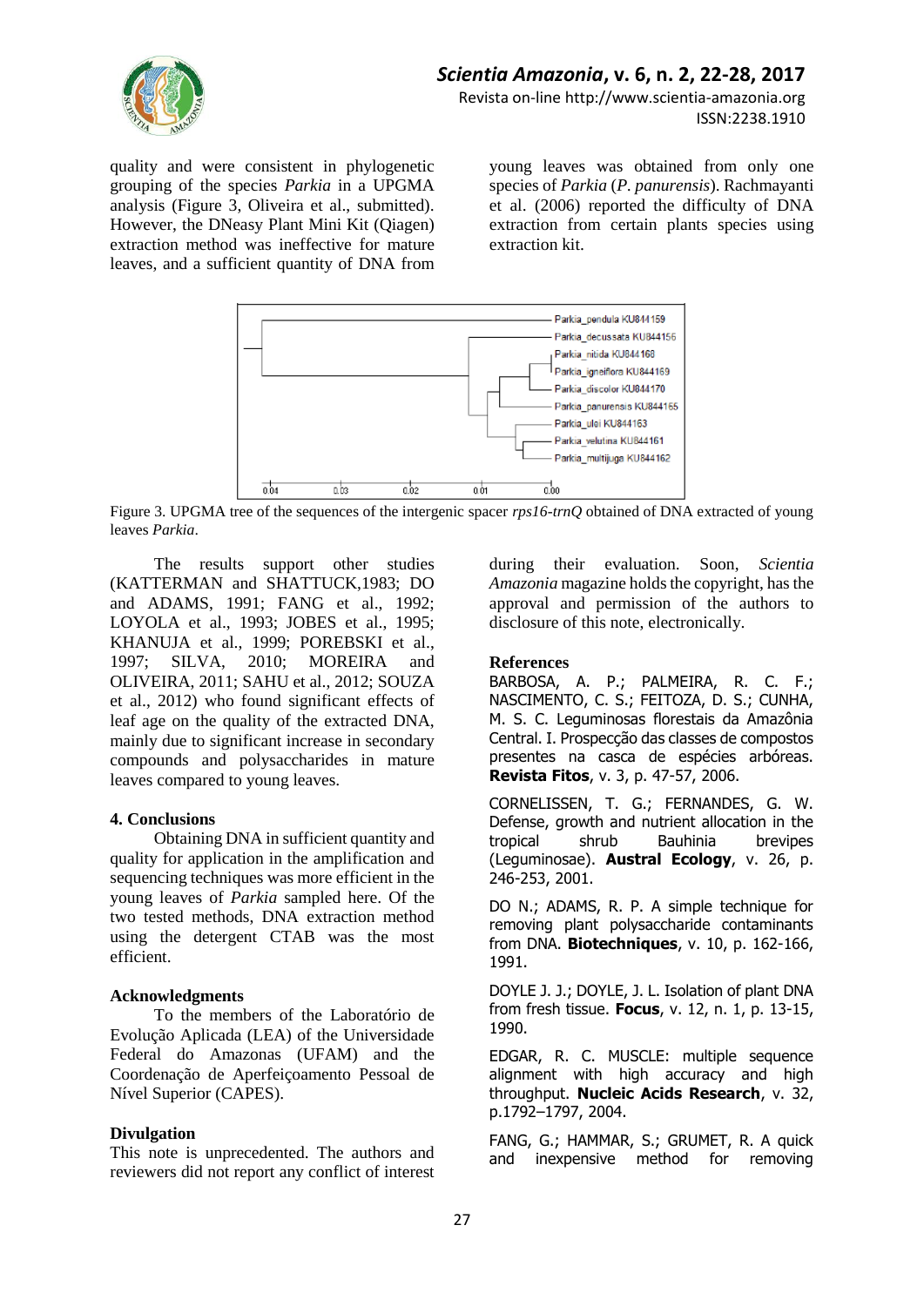quality and were consistent in phylogenetic grouping of the species *Parkia* in a UPGMA analysis (Figure 3, Oliveira et al., submitted). However, the DNeasy Plant Mini Kit (Qiagen) extraction method was ineffective for mature leaves, and a sufficient quantity of DNA from young leaves was obtained from only one species of *Parkia* (*P. panurensis*). Rachmayanti et al. (2006) reported the difficulty of DNA extraction from certain plants species using extraction kit.

Figure 3. UPGMA tree of the sequences of the intergenic spacer *rps16-trnQ* obtained of DNA extracted of young leaves *Parkia*.

The results support other studies (KATTERMAN and SHATTUCK,1983; DO and ADAMS, 1991; FANG et al., 1992; LOYOLA et al., 1993; JOBES et al., 1995; KHANUJA et al., 1999; POREBSKI et al., 1997; SILVA, 2010; MOREIRA and OLIVEIRA, 2011; SAHU et al., 2012; SOUZA et al., 2012) who found significant effects of leaf age on the quality of the extracted DNA, mainly due to significant increase in secondary compounds and polysaccharides in mature leaves compared to young leaves.

## 4. Conclusions

Obtaining DNA in sufficient quantity and quality for application in the amplification and sequencing techniques was more efficient in the young leaves of *Parkia* sampled here. Of the two tested methods, DNA extraction method using the detergent CTAB was the most efficient.

## Acknowledgments

To the members of the Laboratório de Evolução Aplicada (LEA) of the Universidade Federal do Amazonas (UFAM) and the Coordenação de Aperfeiçoamento Pessoal de Nível Superior (CAPES).

## Divulgation

This note is unprecedented. The authors and reviewers did not report any conflict of interest during their evaluation. Soon, *Scientia Amazonia* magazine holds the copyright, has the approval and permission of the authors to disclosure of this note, electronically.

## References

BARBOSA, A. P.; PALMEIRA, R. C. F.; NASCIMENTO, C. S.; FEITOZA, D. S.; CUNHA, M. S. C. Leguminosas florestais da Amazônia Central. I. Prospecção das classes de compostos presentes na casca de espécies arbóreas. **Revista Fitos**, v. 3, p. 47-57, 2006.

CORNELISSEN, T. G.; FERNANDES, G. W. Defense, growth and nutrient allocation in the tropical shrub Bauhinia brevipes (Leguminosae). **Austral Ecology**, v. 26, p. 246-253, 2001.

DO N.; ADAMS, R. P. A simple technique for removing plant polysaccharide contaminants from DNA. **Biotechniques**, v. 10, p. 162-166, 1991.

DOYLE J. J.; DOYLE, J. L. Isolation of plant DNA from fresh tissue. **Focus**, v. 12, n. 1, p. 13-15, 1990.

EDGAR, R. C. MUSCLE: multiple sequence alignment with high accuracy and high throughput. **Nucleic Acids Research**, v. 32, p.1792–1797, 2004.

FANG, G.; HAMMAR, S.; GRUMET, R. A quick and inexpensive method for removing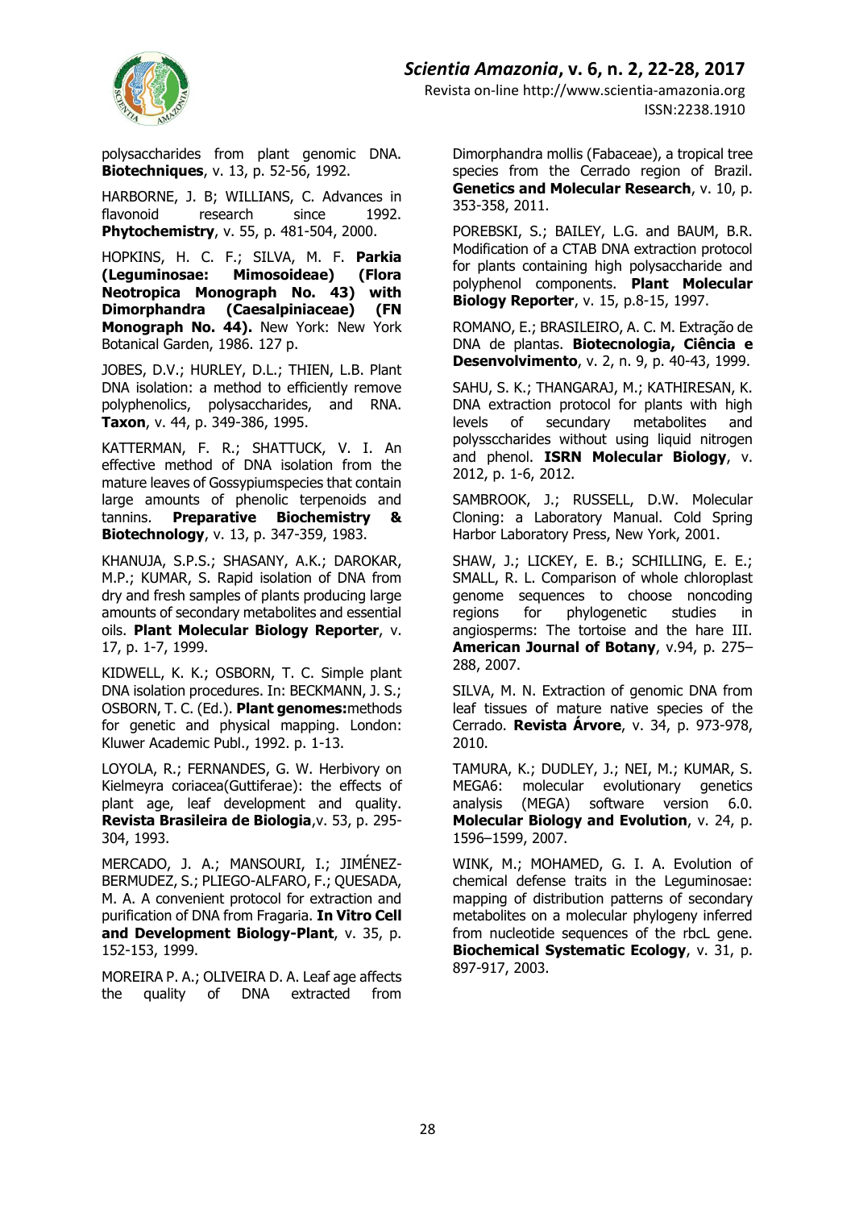polysaccharides from plant genomic DNA. **Biotechniques**, v. 13, p. 52-56, 1992.

HARBORNE, J. B; WILLIANS, C. Advances in flavonoid research since 1992. **Phytochemistry**, v. 55, p. 481-504, 2000.

HOPKINS, H. C. F.; SILVA, M. F. **Parkia (Leguminosae: Mimosoideae) (Flora Neotropica Monograph No. 43) with Dimorphandra (Caesalpiniaceae) (FN Monograph No. 44).** New York: New York Botanical Garden, 1986. 127 p.

JOBES, D.V.; HURLEY, D.L.; THIEN, L.B. Plant DNA isolation: a method to efficiently remove polyphenolics, polysaccharides, and RNA. **Taxon**, v. 44, p. 349-386, 1995.

KATTERMAN, F. R.; SHATTUCK, V. I. An effective method of DNA isolation from the mature leaves of Gossypiumspecies that contain large amounts of phenolic terpenoids and tannins. **Preparative Biochemistry & Biotechnology**, v. 13, p. 347-359, 1983.

KHANUJA, S.P.S.; SHASANY, A.K.; DAROKAR, M.P.; KUMAR, S. Rapid isolation of DNA from dry and fresh samples of plants producing large amounts of secondary metabolites and essential oils. **Plant Molecular Biology Reporter**, v. 17, p. 1-7, 1999.

KIDWELL, K. K.; OSBORN, T. C. Simple plant DNA isolation procedures. In: BECKMANN, J. S.; OSBORN, T. C. (Ed.). **Plant genomes:**methods for genetic and physical mapping. London: Kluwer Academic Publ., 1992. p. 1-13.

LOYOLA, R.; FERNANDES, G. W. Herbivory on Kielmeyra coriacea(Guttiferae): the effects of plant age, leaf development and quality. **Revista Brasileira de Biologia**,v. 53, p. 295-304, 1993.

MERCADO, J. A.; MANSOURI, I.; JIMÉNEZ-BERMUDEZ, S.; PLIEGO-ALFARO, F.; QUESADA, M. A. A convenient protocol for extraction and purification of DNA from Fragaria. **In Vitro Cell and Development Biology-Plant**, v. 35, p. 152-153, 1999.

MOREIRA P. A.; OLIVEIRA D. A. Leaf age affects the quality of DNA extracted from Dimorphandra mollis (Fabaceae), a tropical tree species from the Cerrado region of Brazil. **Genetics and Molecular Research**, v. 10, p. 353-358, 2011.

POREBSKI, S.; BAILEY, L.G. and BAUM, B.R. Modification of a CTAB DNA extraction protocol for plants containing high polysaccharide and polyphenol components. **Plant Molecular Biology Reporter**, v. 15, p.8-15, 1997.

ROMANO, E.; BRASILEIRO, A. C. M. Extração de DNA de plantas. **Biotecnologia, Ciência e Desenvolvimento**, v. 2, n. 9, p. 40-43, 1999.

SAHU, S. K.; THANGARAJ, M.; KATHIRESAN, K. DNA extraction protocol for plants with high levels of secundary metabolites and polyssccharides without using liquid nitrogen and phenol. **ISRN Molecular Biology**, v. 2012, p. 1-6, 2012.

SAMBROOK, J.; RUSSELL, D.W. Molecular Cloning: a Laboratory Manual. Cold Spring Harbor Laboratory Press, New York, 2001.

SHAW, J.; LICKEY, E. B.; SCHILLING, E. E.; SMALL, R. L. Comparison of whole chloroplast genome sequences to choose noncoding regions for phylogenetic studies in angiosperms: The tortoise and the hare III. **American Journal of Botany**, v.94, p. 275–288, 2007.

SILVA, M. N. Extraction of genomic DNA from leaf tissues of mature native species of the Cerrado. **Revista Árvore**, v. 34, p. 973-978, 2010.

TAMURA, K.; DUDLEY, J.; NEI, M.; KUMAR, S. MEGA6: molecular evolutionary genetics analysis (MEGA) software version 6.0. **Molecular Biology and Evolution**, v. 24, p. 1596–1599, 2007.

WINK, M.; MOHAMED, G. I. A. Evolution of chemical defense traits in the Leguminosae: mapping of distribution patterns of secondary metabolites on a molecular phylogeny inferred from nucleotide sequences of the rbcL gene. **Biochemical Systematic Ecology**, v. 31, p. 897-917, 2003.